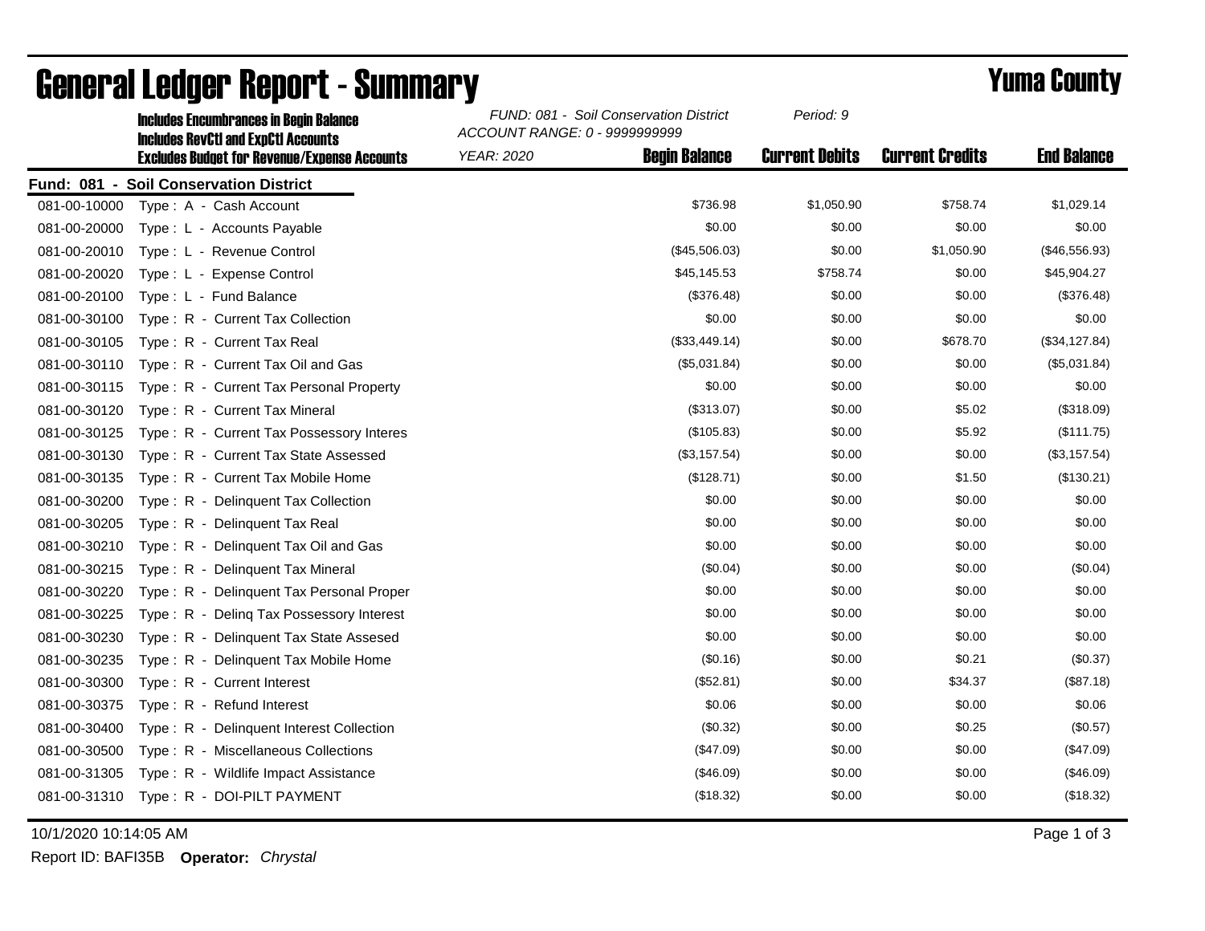# General Ledger Report - Summary

## Yuma County

**Includes Encumbrances in Begin Balance**
**Includes RevCtl and ExpCtl Accounts**
**Excludes Budget for Revenue/Expense Accounts**

*FUND: 081 - Soil Conservation District*
*ACCOUNT RANGE: 0 - 9999999999*
*YEAR: 2020*
*Period: 9*

**Fund: 081 - Soil Conservation District**

| Account | Description | Begin Balance | Current Debits | Current Credits | End Balance |
|---|---|---|---|---|---|
| 081-00-10000 | Type : A - Cash Account | $736.98 | $1,050.90 | $758.74 | $1,029.14 |
| 081-00-20000 | Type : L - Accounts Payable | $0.00 | $0.00 | $0.00 | $0.00 |
| 081-00-20010 | Type : L - Revenue Control | ($45,506.03) | $0.00 | $1,050.90 | ($46,556.93) |
| 081-00-20020 | Type : L - Expense Control | $45,145.53 | $758.74 | $0.00 | $45,904.27 |
| 081-00-20100 | Type : L - Fund Balance | ($376.48) | $0.00 | $0.00 | ($376.48) |
| 081-00-30100 | Type : R - Current Tax Collection | $0.00 | $0.00 | $0.00 | $0.00 |
| 081-00-30105 | Type : R - Current Tax Real | ($33,449.14) | $0.00 | $678.70 | ($34,127.84) |
| 081-00-30110 | Type : R - Current Tax Oil and Gas | ($5,031.84) | $0.00 | $0.00 | ($5,031.84) |
| 081-00-30115 | Type : R - Current Tax Personal Property | $0.00 | $0.00 | $0.00 | $0.00 |
| 081-00-30120 | Type : R - Current Tax Mineral | ($313.07) | $0.00 | $5.02 | ($318.09) |
| 081-00-30125 | Type : R - Current Tax Possessory Interes | ($105.83) | $0.00 | $5.92 | ($111.75) |
| 081-00-30130 | Type : R - Current Tax State Assessed | ($3,157.54) | $0.00 | $0.00 | ($3,157.54) |
| 081-00-30135 | Type : R - Current Tax Mobile Home | ($128.71) | $0.00 | $1.50 | ($130.21) |
| 081-00-30200 | Type : R - Delinquent Tax Collection | $0.00 | $0.00 | $0.00 | $0.00 |
| 081-00-30205 | Type : R - Delinquent Tax Real | $0.00 | $0.00 | $0.00 | $0.00 |
| 081-00-30210 | Type : R - Delinquent Tax Oil and Gas | $0.00 | $0.00 | $0.00 | $0.00 |
| 081-00-30215 | Type : R - Delinquent Tax Mineral | ($0.04) | $0.00 | $0.00 | ($0.04) |
| 081-00-30220 | Type : R - Delinquent Tax Personal Proper | $0.00 | $0.00 | $0.00 | $0.00 |
| 081-00-30225 | Type : R - Delinq Tax Possessory Interest | $0.00 | $0.00 | $0.00 | $0.00 |
| 081-00-30230 | Type : R - Delinquent Tax State Assesed | $0.00 | $0.00 | $0.00 | $0.00 |
| 081-00-30235 | Type : R - Delinquent Tax Mobile Home | ($0.16) | $0.00 | $0.21 | ($0.37) |
| 081-00-30300 | Type : R - Current Interest | ($52.81) | $0.00 | $34.37 | ($87.18) |
| 081-00-30375 | Type : R - Refund Interest | $0.06 | $0.00 | $0.00 | $0.06 |
| 081-00-30400 | Type : R - Delinquent Interest Collection | ($0.32) | $0.00 | $0.25 | ($0.57) |
| 081-00-30500 | Type : R - Miscellaneous Collections | ($47.09) | $0.00 | $0.00 | ($47.09) |
| 081-00-31305 | Type : R - Wildlife Impact Assistance | ($46.09) | $0.00 | $0.00 | ($46.09) |
| 081-00-31310 | Type : R - DOI-PILT PAYMENT | ($18.32) | $0.00 | $0.00 | ($18.32) |

10/1/2020 10:14:05 AM

Report ID: BAFI35B **Operator:** *Chrystal*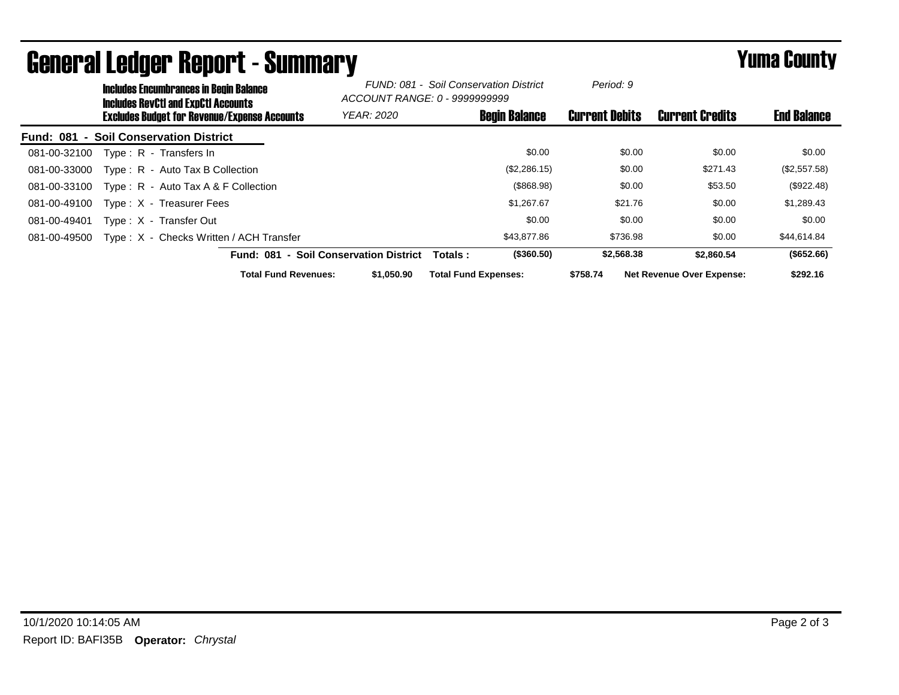# General Ledger Report - Summary

## Yuma County

**Includes Encumbrances in Begin Balance**
**Includes RevCtl and ExpCtl Accounts**
**Excludes Budget for Revenue/Expense Accounts**

*FUND: 081 - Soil Conservation District*
*ACCOUNT RANGE: 0 - 9999999999*
*YEAR: 2020*
*Period: 9*

| Account | Description | Begin Balance | Current Debits | Current Credits | End Balance |
|---|---|---|---|---|---|
| **Fund: 081 - Soil Conservation District** | | | | | |
| 081-00-32100 | Type : R - Transfers In | $0.00 | $0.00 | $0.00 | $0.00 |
| 081-00-33000 | Type : R - Auto Tax B Collection | ($2,286.15) | $0.00 | $271.43 | ($2,557.58) |
| 081-00-33100 | Type : R - Auto Tax A & F Collection | ($868.98) | $0.00 | $53.50 | ($922.48) |
| 081-00-49100 | Type : X - Treasurer Fees | $1,267.67 | $21.76 | $0.00 | $1,289.43 |
| 081-00-49401 | Type : X - Transfer Out | $0.00 | $0.00 | $0.00 | $0.00 |
| 081-00-49500 | Type : X - Checks Written / ACH Transfer | $43,877.86 | $736.98 | $0.00 | $44,614.84 |
| | **Fund: 081 - Soil Conservation District Totals :** | **($360.50)** | **$2,568.38** | **$2,860.54** | **($652.66)** |

**Total Fund Revenues:** $1,050.90 **Total Fund Expenses:** $758.74 **Net Revenue Over Expense:** $292.16

10/1/2020 10:14:05 AM

Report ID: BAFI35B **Operator:** *Chrystal*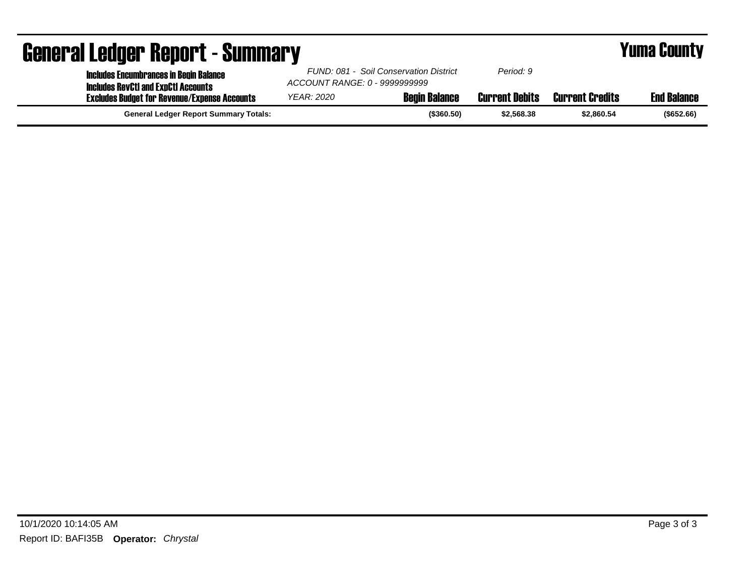# General Ledger Report - Summary

**Yuma County**

**Includes Encumbrances in Begin Balance**
**Includes RevCtl and ExpCtl Accounts**
**Excludes Budget for Revenue/Expense Accounts**

*FUND: 081 - Soil Conservation District*
*ACCOUNT RANGE: 0 - 9999999999*
*YEAR: 2020*
*Period: 9*

| | Begin Balance | Current Debits | Current Credits | End Balance |
|---|---|---|---|---|
| **General Ledger Report Summary Totals:** | **($360.50)** | **$2,568.38** | **$2,860.54** | **($652.66)** |

10/1/2020 10:14:05 AM

Report ID: BAFI35B **Operator:** *Chrystal*